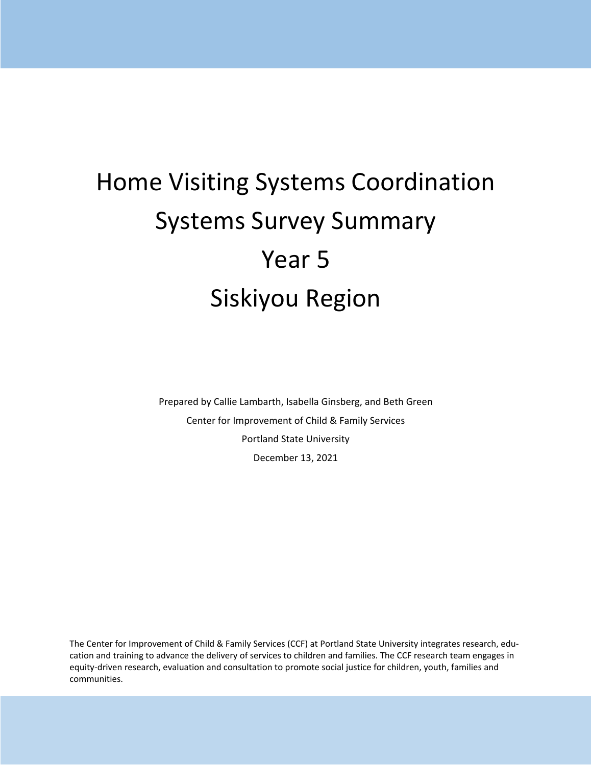# Home Visiting Systems Coordination
# Systems Survey Summary
# Year 5
# Siskiyou Region

Prepared by Callie Lambarth, Isabella Ginsberg, and Beth Green

Center for Improvement of Child & Family Services

Portland State University

December 13, 2021

The Center for Improvement of Child & Family Services (CCF) at Portland State University integrates research, education and training to advance the delivery of services to children and families. The CCF research team engages in equity-driven research, evaluation and consultation to promote social justice for children, youth, families and communities.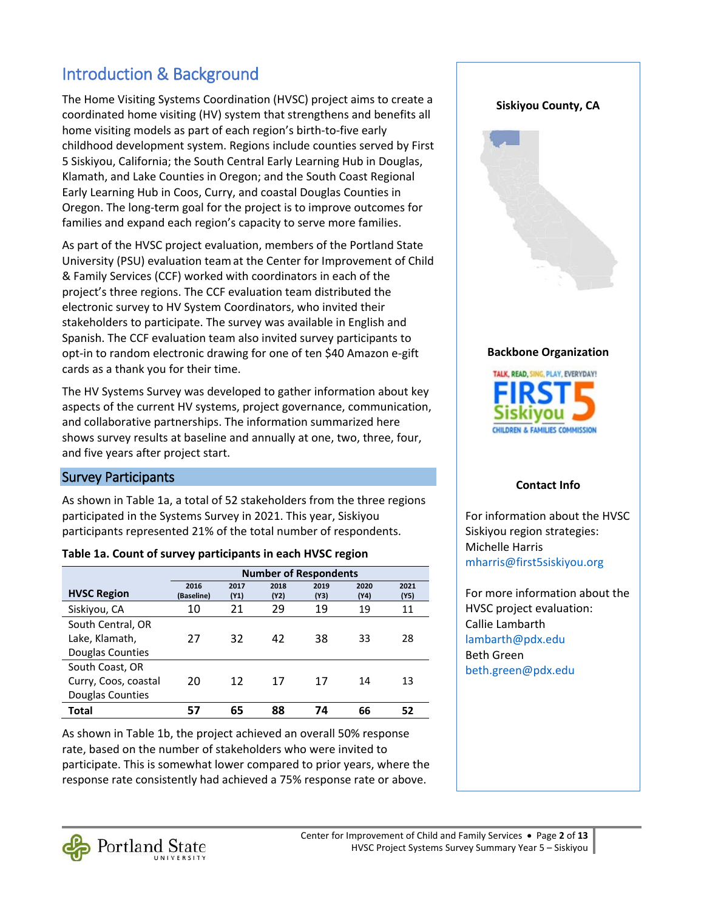## Introduction & Background

The Home Visiting Systems Coordination (HVSC) project aims to create a coordinated home visiting (HV) system that strengthens and benefits all home visiting models as part of each region's birth-to-five early childhood development system. Regions include counties served by First 5 Siskiyou, California; the South Central Early Learning Hub in Douglas, Klamath, and Lake Counties in Oregon; and the South Coast Regional Early Learning Hub in Coos, Curry, and coastal Douglas Counties in Oregon. The long-term goal for the project is to improve outcomes for families and expand each region's capacity to serve more families.

As part of the HVSC project evaluation, members of the Portland State University (PSU) evaluation team at the Center for Improvement of Child & Family Services (CCF) worked with coordinators in each of the project's three regions. The CCF evaluation team distributed the electronic survey to HV System Coordinators, who invited their stakeholders to participate. The survey was available in English and Spanish. The CCF evaluation team also invited survey participants to opt-in to random electronic drawing for one of ten $40 Amazon e-gift cards as a thank you for their time.

The HV Systems Survey was developed to gather information about key aspects of the current HV systems, project governance, communication, and collaborative partnerships. The information summarized here shows survey results at baseline and annually at one, two, three, four, and five years after project start.

### Survey Participants

As shown in Table 1a, a total of 52 stakeholders from the three regions participated in the Systems Survey in 2021. This year, Siskiyou participants represented 21% of the total number of respondents.

**Table 1a. Count of survey participants in each HVSC region**

| HVSC Region | Number of Respondents | | | | | |
|---|---|---|---|---|---|---|
| | 2016 (Baseline) | 2017 (Y1) | 2018 (Y2) | 2019 (Y3) | 2020 (Y4) | 2021 (Y5) |
| Siskiyou, CA | 10 | 21 | 29 | 19 | 19 | 11 |
| South Central, OR Lake, Klamath, Douglas Counties | 27 | 32 | 42 | 38 | 33 | 28 |
| South Coast, OR Curry, Coos, coastal Douglas Counties | 20 | 12 | 17 | 17 | 14 | 13 |
| **Total** | **57** | **65** | **88** | **74** | **66** | **52** |

As shown in Table 1b, the project achieved an overall 50% response rate, based on the number of stakeholders who were invited to participate. This is somewhat lower compared to prior years, where the response rate consistently had achieved a 75% response rate or above.

**Siskiyou County, CA**

**Backbone Organization**

**Contact Info**

For information about the HVSC Siskiyou region strategies:
Michelle Harris
mharris@first5siskiyou.org

For more information about the HVSC project evaluation:
Callie Lambarth
lambarth@pdx.edu
Beth Green
beth.green@pdx.edu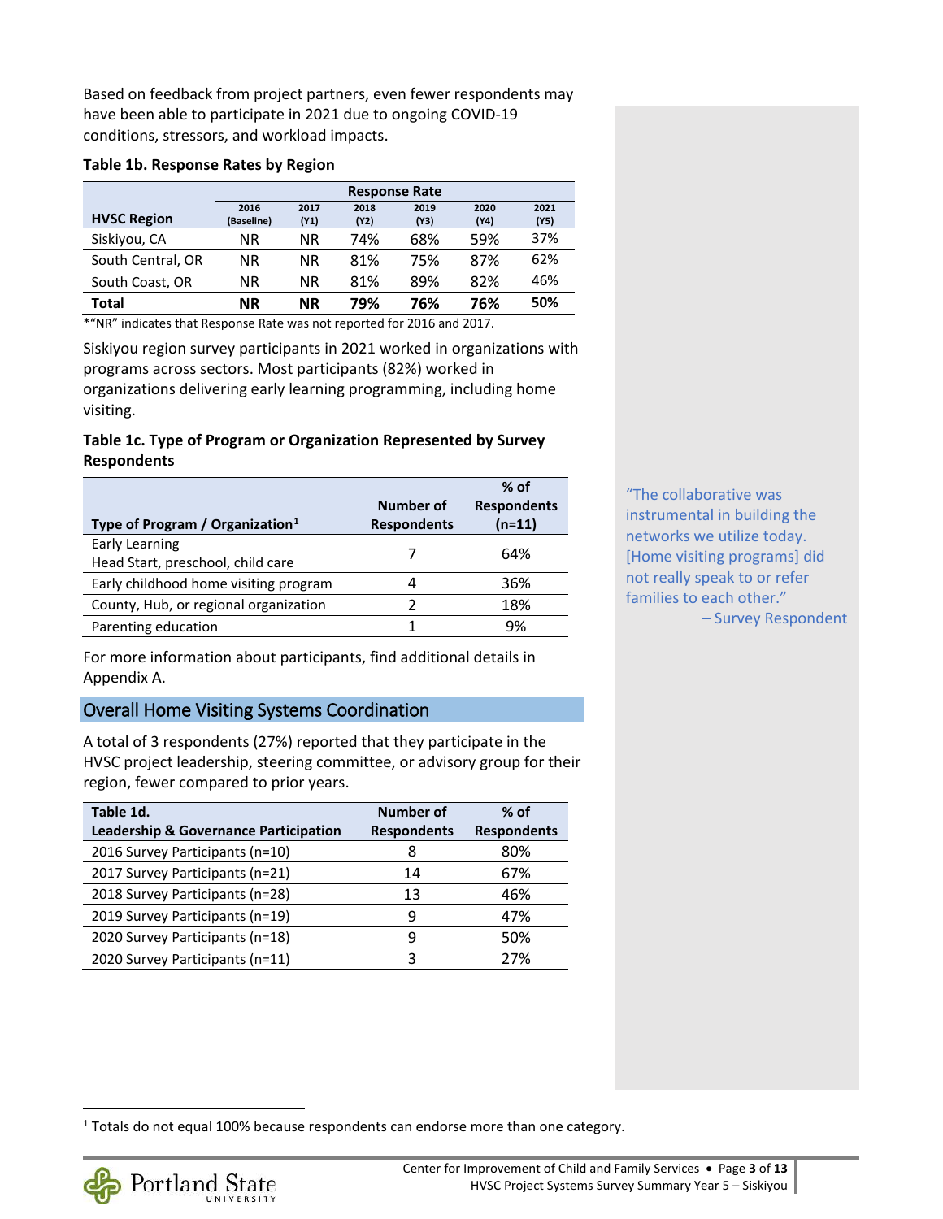Based on feedback from project partners, even fewer respondents may have been able to participate in 2021 due to ongoing COVID-19 conditions, stressors, and workload impacts.

**Table 1b. Response Rates by Region**

| HVSC Region | Response Rate | | | | | |
|---|---|---|---|---|---|---|
| | 2016 (Baseline) | 2017 (Y1) | 2018 (Y2) | 2019 (Y3) | 2020 (Y4) | 2021 (Y5) |
| Siskiyou, CA | NR | NR | 74% | 68% | 59% | 37% |
| South Central, OR | NR | NR | 81% | 75% | 87% | 62% |
| South Coast, OR | NR | NR | 81% | 89% | 82% | 46% |
| **Total** | **NR** | **NR** | **79%** | **76%** | **76%** | **50%** |

*"NR" indicates that Response Rate was not reported for 2016 and 2017.

Siskiyou region survey participants in 2021 worked in organizations with programs across sectors. Most participants (82%) worked in organizations delivering early learning programming, including home visiting.

**Table 1c. Type of Program or Organization Represented by Survey Respondents**

| Type of Program / Organization[1] | Number of Respondents | % of Respondents (n=11) |
|---|---|---|
| Early Learning<br>Head Start, preschool, child care | 7 | 64% |
| Early childhood home visiting program | 4 | 36% |
| County, Hub, or regional organization | 2 | 18% |
| Parenting education | 1 | 9% |

For more information about participants, find additional details in Appendix A.

"The collaborative was instrumental in building the networks we utilize today. [Home visiting programs] did not really speak to or refer families to each other."
– Survey Respondent

## Overall Home Visiting Systems Coordination

A total of 3 respondents (27%) reported that they participate in the HVSC project leadership, steering committee, or advisory group for their region, fewer compared to prior years.

| Table 1d. Leadership & Governance Participation | Number of Respondents | % of Respondents |
|---|---|---|
| 2016 Survey Participants (n=10) | 8 | 80% |
| 2017 Survey Participants (n=21) | 14 | 67% |
| 2018 Survey Participants (n=28) | 13 | 46% |
| 2019 Survey Participants (n=19) | 9 | 47% |
| 2020 Survey Participants (n=18) | 9 | 50% |
| 2020 Survey Participants (n=11) | 3 | 27% |

[1] Totals do not equal 100% because respondents can endorse more than one category.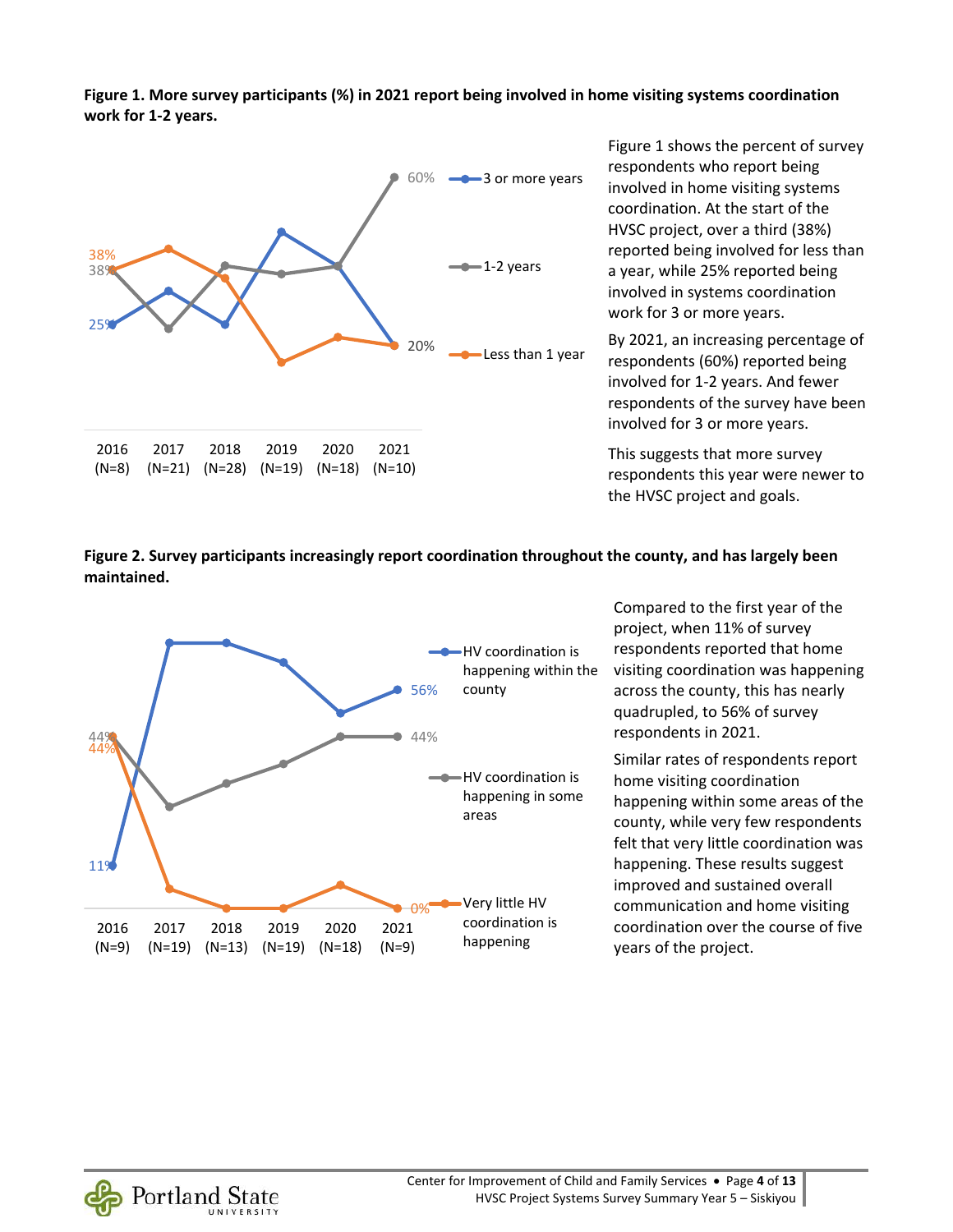**Figure 1. More survey participants (%) in 2021 report being involved in home visiting systems coordination work for 1-2 years.**

Figure 1 shows the percent of survey respondents who report being involved in home visiting systems coordination. At the start of the HVSC project, over a third (38%) reported being involved for less than a year, while 25% reported being involved in systems coordination work for 3 or more years.

By 2021, an increasing percentage of respondents (60%) reported being involved for 1-2 years. And fewer respondents of the survey have been involved for 3 or more years.

This suggests that more survey respondents this year were newer to the HVSC project and goals.

**Figure 2. Survey participants increasingly report coordination throughout the county, and has largely been maintained.**

Compared to the first year of the project, when 11% of survey respondents reported that home visiting coordination was happening across the county, this has nearly quadrupled, to 56% of survey respondents in 2021.

Similar rates of respondents report home visiting coordination happening within some areas of the county, while very few respondents felt that very little coordination was happening. These results suggest improved and sustained overall communication and home visiting coordination over the course of five years of the project.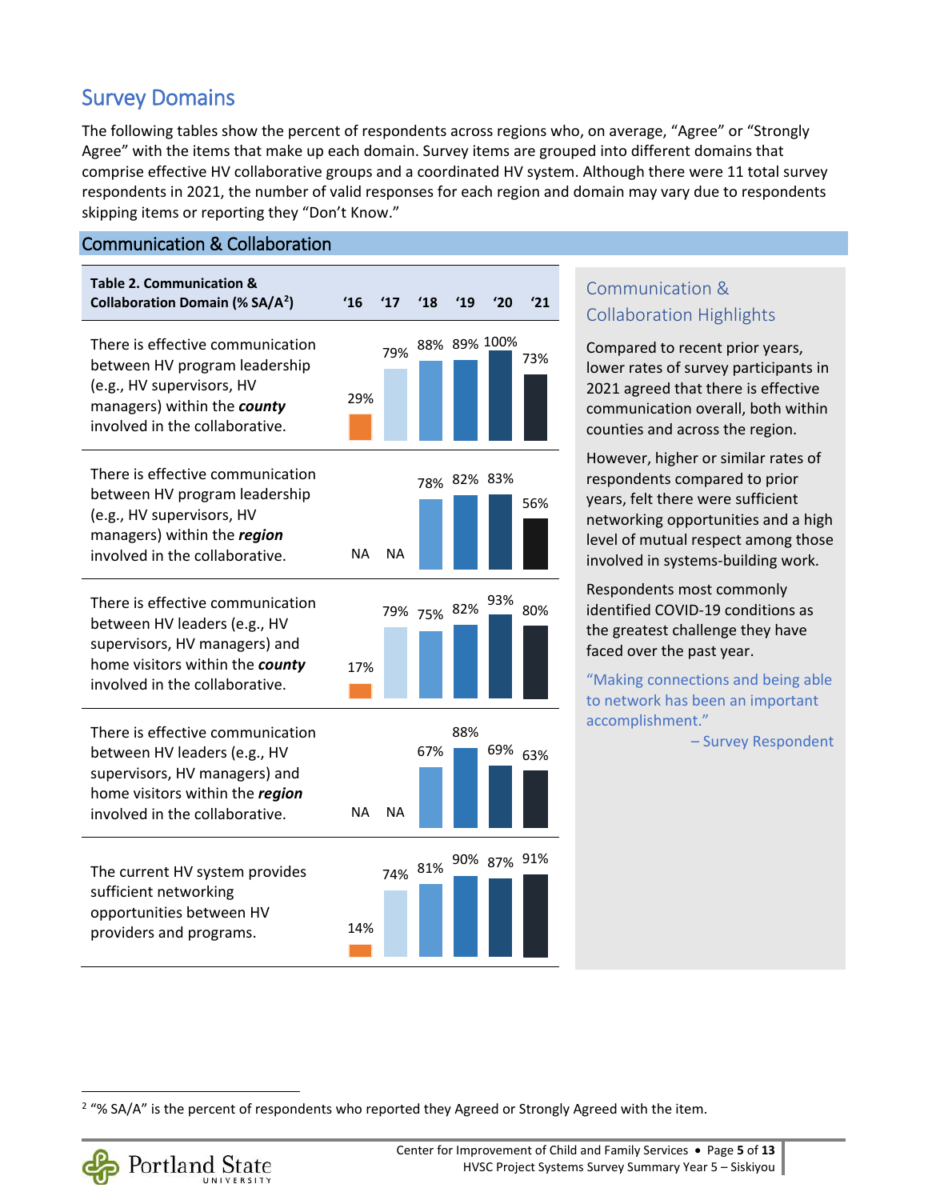## Survey Domains

The following tables show the percent of respondents across regions who, on average, "Agree" or "Strongly Agree" with the items that make up each domain. Survey items are grouped into different domains that comprise effective HV collaborative groups and a coordinated HV system. Although there were 11 total survey respondents in 2021, the number of valid responses for each region and domain may vary due to respondents skipping items or reporting they "Don't Know."

### Communication & Collaboration

| Table 2. Communication & Collaboration Domain (% SA/A[2]) | '16 | '17 | '18 | '19 | '20 | '21 |
|---|---|---|---|---|---|---|
| There is effective communication between HV program leadership (e.g., HV supervisors, HV managers) within the ***county*** involved in the collaborative. | 29% | 79% | 88% | 89% | 100% | 73% |
| There is effective communication between HV program leadership (e.g., HV supervisors, HV managers) within the ***region*** involved in the collaborative. | NA | NA | 78% | 82% | 83% | 56% |
| There is effective communication between HV leaders (e.g., HV supervisors, HV managers) and home visitors within the ***county*** involved in the collaborative. | 17% | 79% | 75% | 82% | 93% | 80% |
| There is effective communication between HV leaders (e.g., HV supervisors, HV managers) and home visitors within the ***region*** involved in the collaborative. | NA | NA | 67% | 88% | 69% | 63% |
| The current HV system provides sufficient networking opportunities between HV providers and programs. | 14% | 74% | 81% | 90% | 87% | 91% |

#### Communication & Collaboration Highlights

Compared to recent prior years, lower rates of survey participants in 2021 agreed that there is effective communication overall, both within counties and across the region.

However, higher or similar rates of respondents compared to prior years, felt there were sufficient networking opportunities and a high level of mutual respect among those involved in systems-building work.

Respondents most commonly identified COVID-19 conditions as the greatest challenge they have faced over the past year.

"Making connections and being able to network has been an important accomplishment."

– Survey Respondent

[2] "% SA/A" is the percent of respondents who reported they Agreed or Strongly Agreed with the item.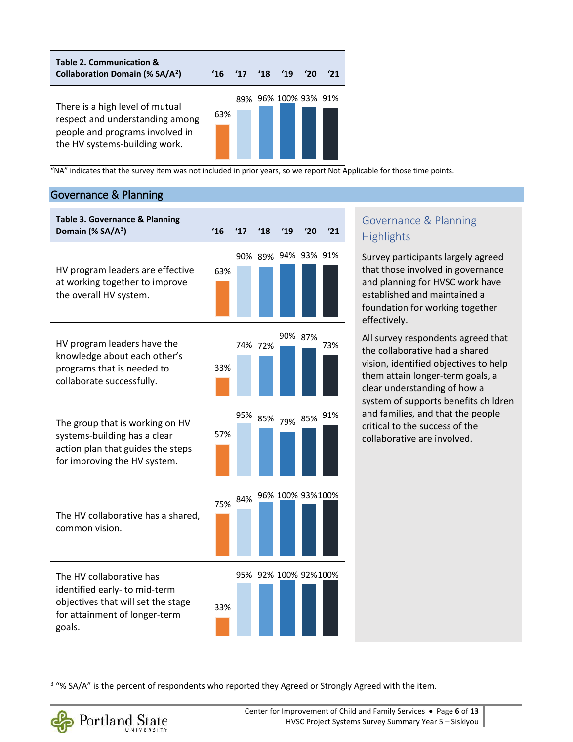| Table 2. Communication & Collaboration Domain (% SA/A[2]) | '16 | '17 | '18 | '19 | '20 | '21 |
|---|---|---|---|---|---|---|
| There is a high level of mutual respect and understanding among people and programs involved in the HV systems-building work. | 63% | 89% | 96% | 100% | 93% | 91% |

"NA" indicates that the survey item was not included in prior years, so we report Not Applicable for those time points.

## Governance & Planning

| Table 3. Governance & Planning Domain (% SA/A[3]) | '16 | '17 | '18 | '19 | '20 | '21 |
|---|---|---|---|---|---|---|
| HV program leaders are effective at working together to improve the overall HV system. | 63% | 90% | 89% | 94% | 93% | 91% |
| HV program leaders have the knowledge about each other's programs that is needed to collaborate successfully. | 33% | 74% | 72% | 90% | 87% | 73% |
| The group that is working on HV systems-building has a clear action plan that guides the steps for improving the HV system. | 57% | 95% | 85% | 79% | 85% | 91% |
| The HV collaborative has a shared, common vision. | 75% | 84% | 96% | 100% | 93% | 100% |
| The HV collaborative has identified early- to mid-term objectives that will set the stage for attainment of longer-term goals. | 33% | 95% | 92% | 100% | 92% | 100% |

### Governance & Planning Highlights

Survey participants largely agreed that those involved in governance and planning for HVSC work have established and maintained a foundation for working together effectively.

All survey respondents agreed that the collaborative had a shared vision, identified objectives to help them attain longer-term goals, a clear understanding of how a system of supports benefits children and families, and that the people critical to the success of the collaborative are involved.

[3] "% SA/A" is the percent of respondents who reported they Agreed or Strongly Agreed with the item.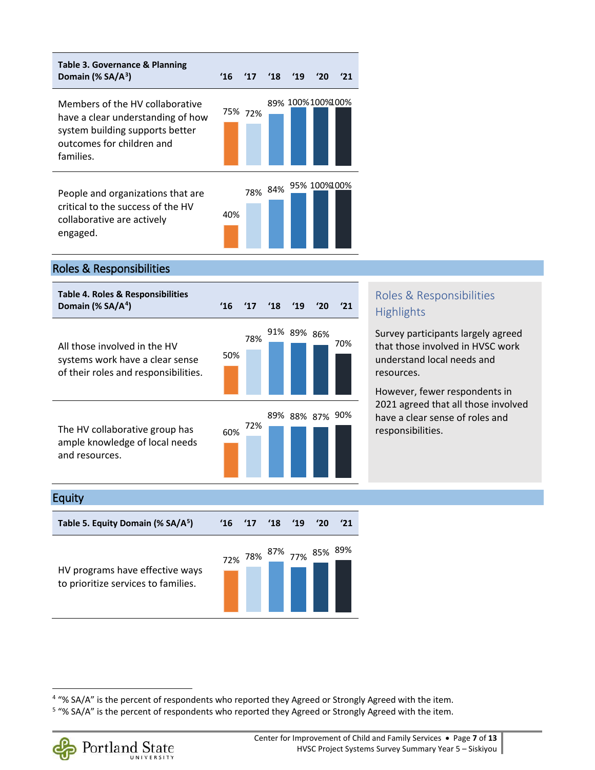| Table 3. Governance & Planning Domain (% SA/A[3]) | '16 | '17 | '18 | '19 | '20 | '21 |
|---|---|---|---|---|---|---|
| Members of the HV collaborative have a clear understanding of how system building supports better outcomes for children and families. | 75% | 72% | 89% | 100% | 100% | 100% |
| People and organizations that are critical to the success of the HV collaborative are actively engaged. | 40% | 78% | 84% | 95% | 100% | 100% |

## Roles & Responsibilities

| Table 4. Roles & Responsibilities Domain (% SA/A[4]) | '16 | '17 | '18 | '19 | '20 | '21 |
|---|---|---|---|---|---|---|
| All those involved in the HV systems work have a clear sense of their roles and responsibilities. | 50% | 78% | 91% | 89% | 86% | 70% |
| The HV collaborative group has ample knowledge of local needs and resources. | 60% | 72% | 89% | 88% | 87% | 90% |

### Roles & Responsibilities Highlights

Survey participants largely agreed that those involved in HVSC work understand local needs and resources.

However, fewer respondents in 2021 agreed that all those involved have a clear sense of roles and responsibilities.

## Equity

| Table 5. Equity Domain (% SA/A[5]) | '16 | '17 | '18 | '19 | '20 | '21 |
|---|---|---|---|---|---|---|
| HV programs have effective ways to prioritize services to families. | 72% | 78% | 87% | 77% | 85% | 89% |

[4] "% SA/A" is the percent of respondents who reported they Agreed or Strongly Agreed with the item.

[5] "% SA/A" is the percent of respondents who reported they Agreed or Strongly Agreed with the item.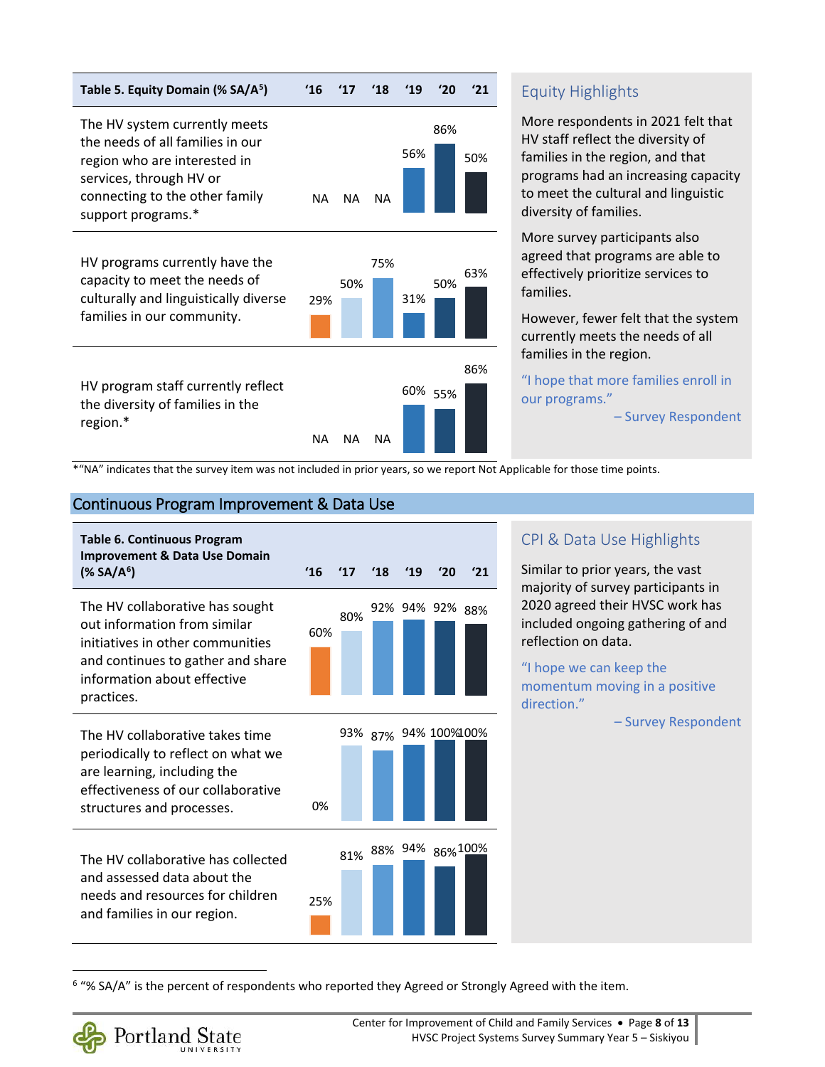| Table 5. Equity Domain (% SA/A[5]) | '16 | '17 | '18 | '19 | '20 | '21 |
|---|---|---|---|---|---|---|
| The HV system currently meets the needs of all families in our region who are interested in services, through HV or connecting to the other family support programs.* | NA | NA | NA | 56% | 86% | 50% |
| HV programs currently have the capacity to meet the needs of culturally and linguistically diverse families in our community. | 29% | 50% | 75% | 31% | 50% | 63% |
| HV program staff currently reflect the diversity of families in the region.* | NA | NA | NA | 60% | 55% | 86% |

*"NA" indicates that the survey item was not included in prior years, so we report Not Applicable for those time points.

### Equity Highlights

More respondents in 2021 felt that HV staff reflect the diversity of families in the region, and that programs had an increasing capacity to meet the cultural and linguistic diversity of families.

More survey participants also agreed that programs are able to effectively prioritize services to families.

However, fewer felt that the system currently meets the needs of all families in the region.

"I hope that more families enroll in our programs."
– Survey Respondent

## Continuous Program Improvement & Data Use

| Table 6. Continuous Program Improvement & Data Use Domain (% SA/A[6]) | '16 | '17 | '18 | '19 | '20 | '21 |
|---|---|---|---|---|---|---|
| The HV collaborative has sought out information from similar initiatives in other communities and continues to gather and share information about effective practices. | 60% | 80% | 92% | 94% | 92% | 88% |
| The HV collaborative takes time periodically to reflect on what we are learning, including the effectiveness of our collaborative structures and processes. | 0% | 93% | 87% | 94% | 100% | 100% |
| The HV collaborative has collected and assessed data about the needs and resources for children and families in our region. | 25% | 81% | 88% | 94% | 86% | 100% |

### CPI & Data Use Highlights

Similar to prior years, the vast majority of survey participants in 2020 agreed their HVSC work has included ongoing gathering of and reflection on data.

"I hope we can keep the momentum moving in a positive direction."
– Survey Respondent

[6] "% SA/A" is the percent of respondents who reported they Agreed or Strongly Agreed with the item.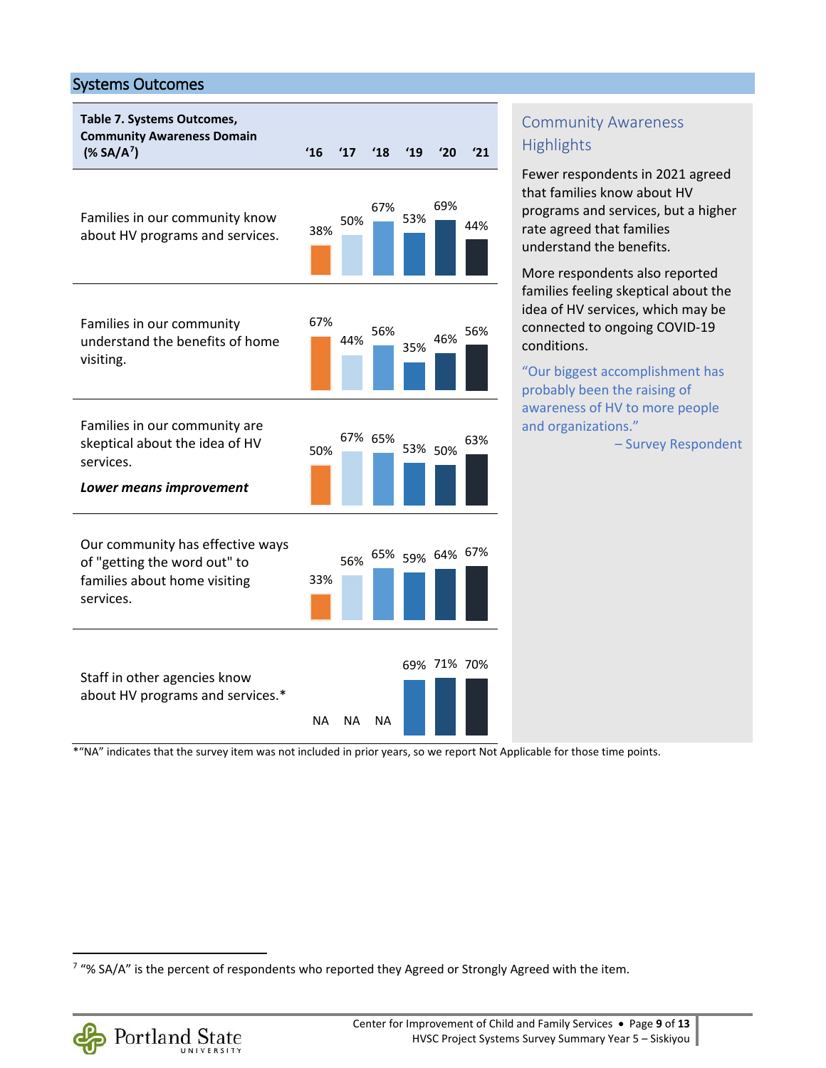## Systems Outcomes

| Table 7. Systems Outcomes, Community Awareness Domain (% SA/A[7]) | '16 | '17 | '18 | '19 | '20 | '21 |
|---|---|---|---|---|---|---|
| Families in our community know about HV programs and services. | 38% | 50% | 67% | 53% | 69% | 44% |
| Families in our community understand the benefits of home visiting. | 67% | 44% | 56% | 35% | 46% | 56% |
| Families in our community are skeptical about the idea of HV services. ***Lower means improvement*** | 50% | 67% | 65% | 53% | 50% | 63% |
| Our community has effective ways of "getting the word out" to families about home visiting services. | 33% | 56% | 65% | 59% | 64% | 67% |
| Staff in other agencies know about HV programs and services.* | NA | NA | NA | 69% | 71% | 70% |

*"NA" indicates that the survey item was not included in prior years, so we report Not Applicable for those time points.

### Community Awareness Highlights

Fewer respondents in 2021 agreed that families know about HV programs and services, but a higher rate agreed that families understand the benefits.

More respondents also reported families feeling skeptical about the idea of HV services, which may be connected to ongoing COVID-19 conditions.

"Our biggest accomplishment has probably been the raising of awareness of HV to more people and organizations."
– Survey Respondent

[7] "% SA/A" is the percent of respondents who reported they Agreed or Strongly Agreed with the item.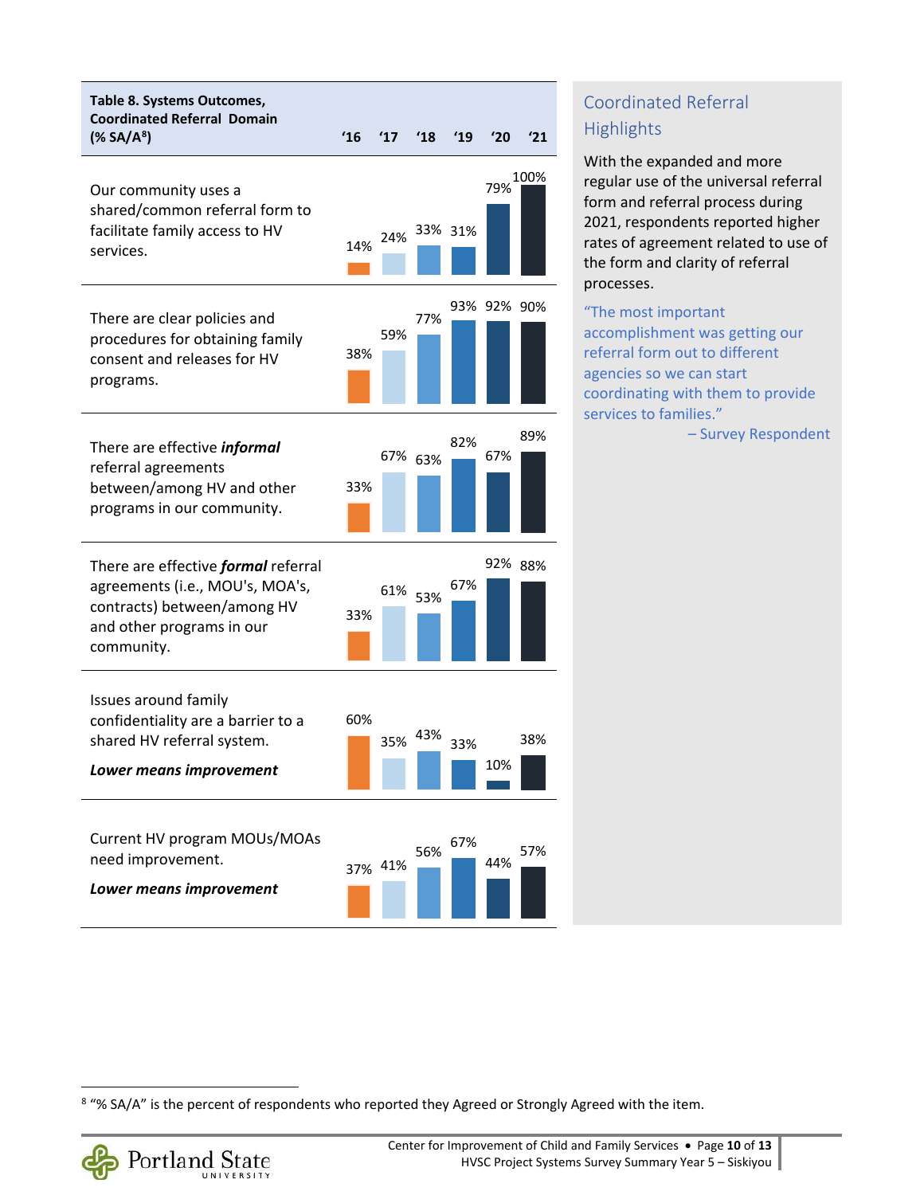| Table 8. Systems Outcomes, Coordinated Referral Domain (% SA/A[8]) | '16 | '17 | '18 | '19 | '20 | '21 |
|---|---|---|---|---|---|---|
| Our community uses a shared/common referral form to facilitate family access to HV services. | 14% | 24% | 33% | 31% | 79% | 100% |
| There are clear policies and procedures for obtaining family consent and releases for HV programs. | 38% | 59% | 77% | 93% | 92% | 90% |
| There are effective ***informal*** referral agreements between/among HV and other programs in our community. | 33% | 67% | 63% | 82% | 67% | 89% |
| There are effective ***formal*** referral agreements (i.e., MOU's, MOA's, contracts) between/among HV and other programs in our community. | 33% | 61% | 53% | 67% | 92% | 88% |
| Issues around family confidentiality are a barrier to a shared HV referral system. ***Lower means improvement*** | 60% | 35% | 43% | 33% | 10% | 38% |
| Current HV program MOUs/MOAs need improvement. ***Lower means improvement*** | 37% | 41% | 56% | 67% | 44% | 57% |

## Coordinated Referral Highlights

With the expanded and more regular use of the universal referral form and referral process during 2021, respondents reported higher rates of agreement related to use of the form and clarity of referral processes.

"The most important accomplishment was getting our referral form out to different agencies so we can start coordinating with them to provide services to families."

– Survey Respondent

[8] "% SA/A" is the percent of respondents who reported they Agreed or Strongly Agreed with the item.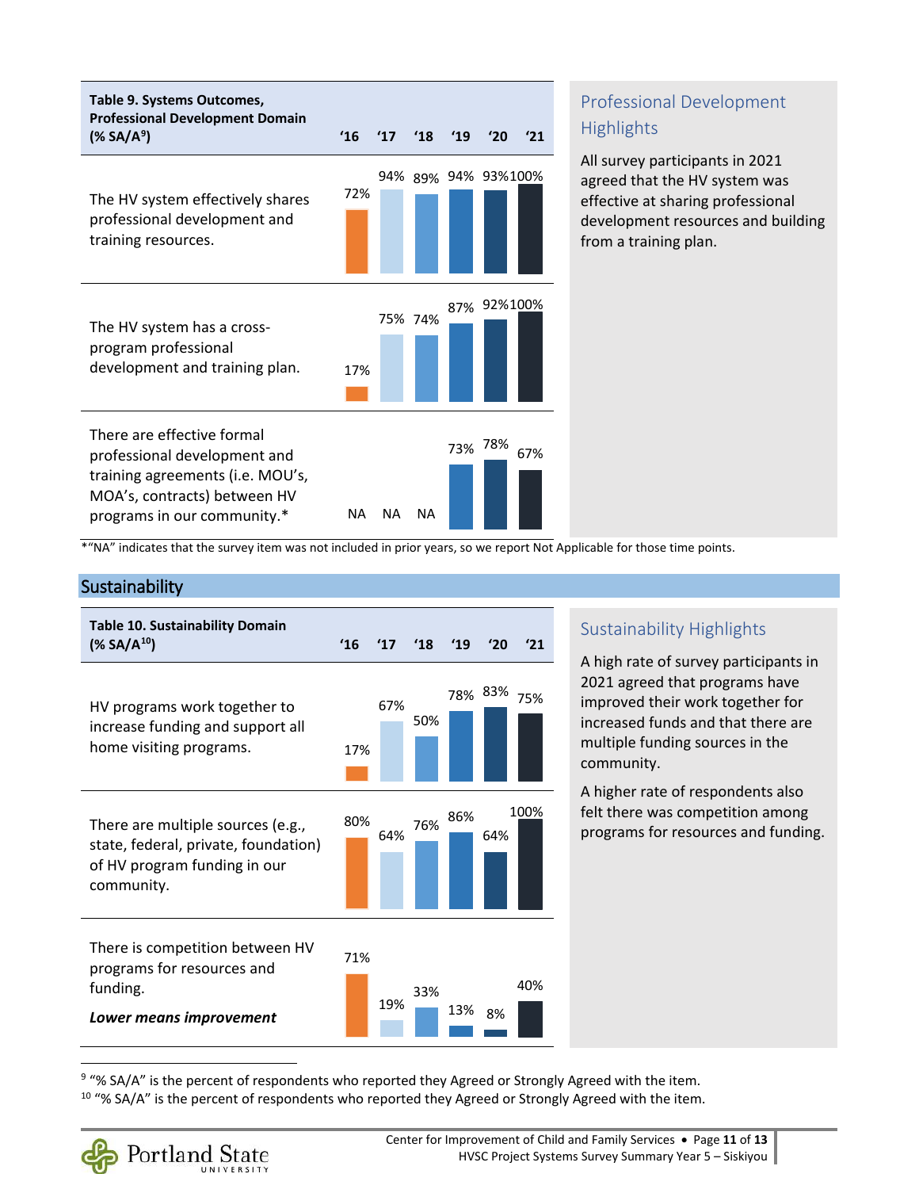| Table 9. Systems Outcomes, Professional Development Domain (% SA/A[9]) | '16 | '17 | '18 | '19 | '20 | '21 |
|---|---|---|---|---|---|---|
| The HV system effectively shares professional development and training resources. | 72% | 94% | 89% | 94% | 93% | 100% |
| The HV system has a cross-program professional development and training plan. | 17% | 75% | 74% | 87% | 92% | 100% |
| There are effective formal professional development and training agreements (i.e. MOU's, MOA's, contracts) between HV programs in our community.* | NA | NA | NA | 73% | 78% | 67% |

*"NA" indicates that the survey item was not included in prior years, so we report Not Applicable for those time points.

### Professional Development Highlights

All survey participants in 2021 agreed that the HV system was effective at sharing professional development resources and building from a training plan.

## Sustainability

| Table 10. Sustainability Domain (% SA/A[10]) | '16 | '17 | '18 | '19 | '20 | '21 |
|---|---|---|---|---|---|---|
| HV programs work together to increase funding and support all home visiting programs. | 17% | 67% | 50% | 78% | 83% | 75% |
| There are multiple sources (e.g., state, federal, private, foundation) of HV program funding in our community. | 80% | 64% | 76% | 86% | 64% | 100% |
| There is competition between HV programs for resources and funding. ***Lower means improvement*** | 71% | 19% | 33% | 13% | 8% | 40% |

### Sustainability Highlights

A high rate of survey participants in 2021 agreed that programs have improved their work together for increased funds and that there are multiple funding sources in the community.

A higher rate of respondents also felt there was competition among programs for resources and funding.

[9] "% SA/A" is the percent of respondents who reported they Agreed or Strongly Agreed with the item.

[10] "% SA/A" is the percent of respondents who reported they Agreed or Strongly Agreed with the item.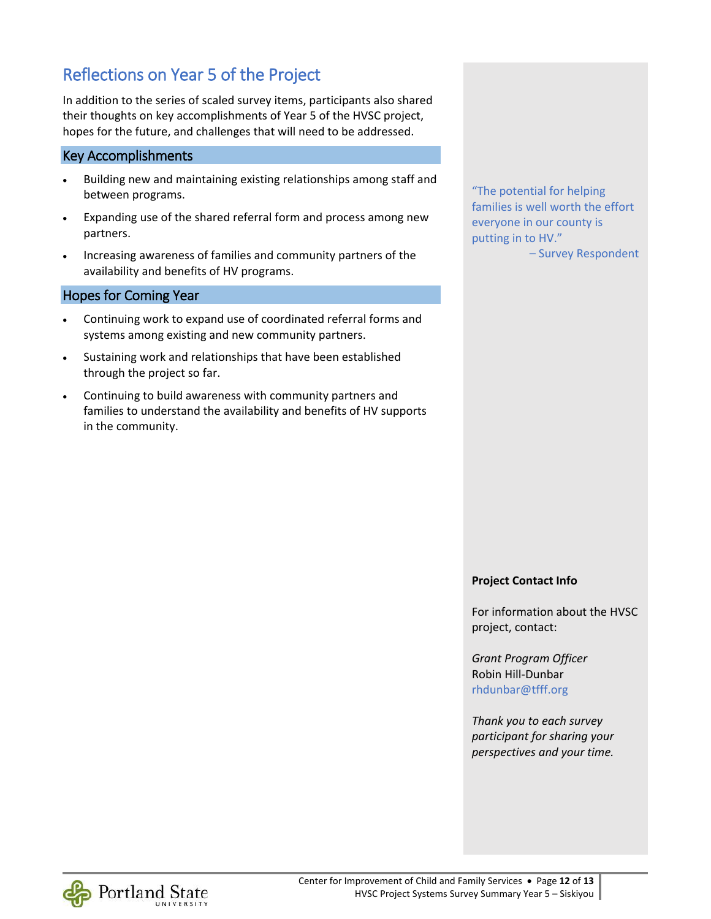## Reflections on Year 5 of the Project

In addition to the series of scaled survey items, participants also shared their thoughts on key accomplishments of Year 5 of the HVSC project, hopes for the future, and challenges that will need to be addressed.

### Key Accomplishments

- Building new and maintaining existing relationships among staff and between programs.
- Expanding use of the shared referral form and process among new partners.
- Increasing awareness of families and community partners of the availability and benefits of HV programs.

### Hopes for Coming Year

- Continuing work to expand use of coordinated referral forms and systems among existing and new community partners.
- Sustaining work and relationships that have been established through the project so far.
- Continuing to build awareness with community partners and families to understand the availability and benefits of HV supports in the community.

"The potential for helping families is well worth the effort everyone in our county is putting in to HV."
– Survey Respondent

**Project Contact Info**

For information about the HVSC project, contact:

*Grant Program Officer*
Robin Hill-Dunbar
rhdunbar@tfff.org

*Thank you to each survey participant for sharing your perspectives and your time.*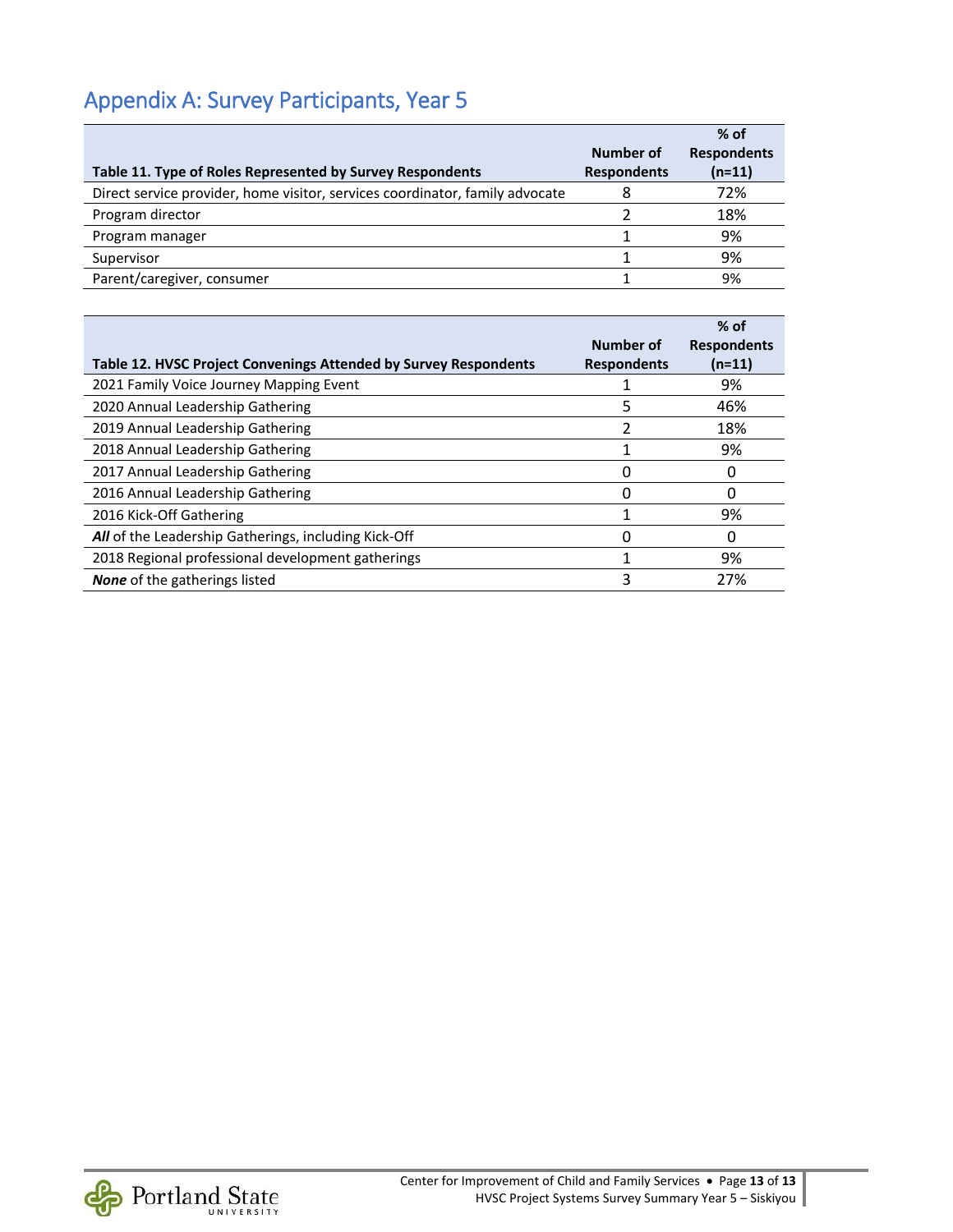## Appendix A: Survey Participants, Year 5

| Table 11. Type of Roles Represented by Survey Respondents | Number of Respondents | % of Respondents (n=11) |
|---|---|---|
| Direct service provider, home visitor, services coordinator, family advocate | 8 | 72% |
| Program director | 2 | 18% |
| Program manager | 1 | 9% |
| Supervisor | 1 | 9% |
| Parent/caregiver, consumer | 1 | 9% |

| Table 12. HVSC Project Convenings Attended by Survey Respondents | Number of Respondents | % of Respondents (n=11) |
|---|---|---|
| 2021 Family Voice Journey Mapping Event | 1 | 9% |
| 2020 Annual Leadership Gathering | 5 | 46% |
| 2019 Annual Leadership Gathering | 2 | 18% |
| 2018 Annual Leadership Gathering | 1 | 9% |
| 2017 Annual Leadership Gathering | 0 | 0 |
| 2016 Annual Leadership Gathering | 0 | 0 |
| 2016 Kick-Off Gathering | 1 | 9% |
| ***All*** of the Leadership Gatherings, including Kick-Off | 0 | 0 |
| 2018 Regional professional development gatherings | 1 | 9% |
| ***None*** of the gatherings listed | 3 | 27% |